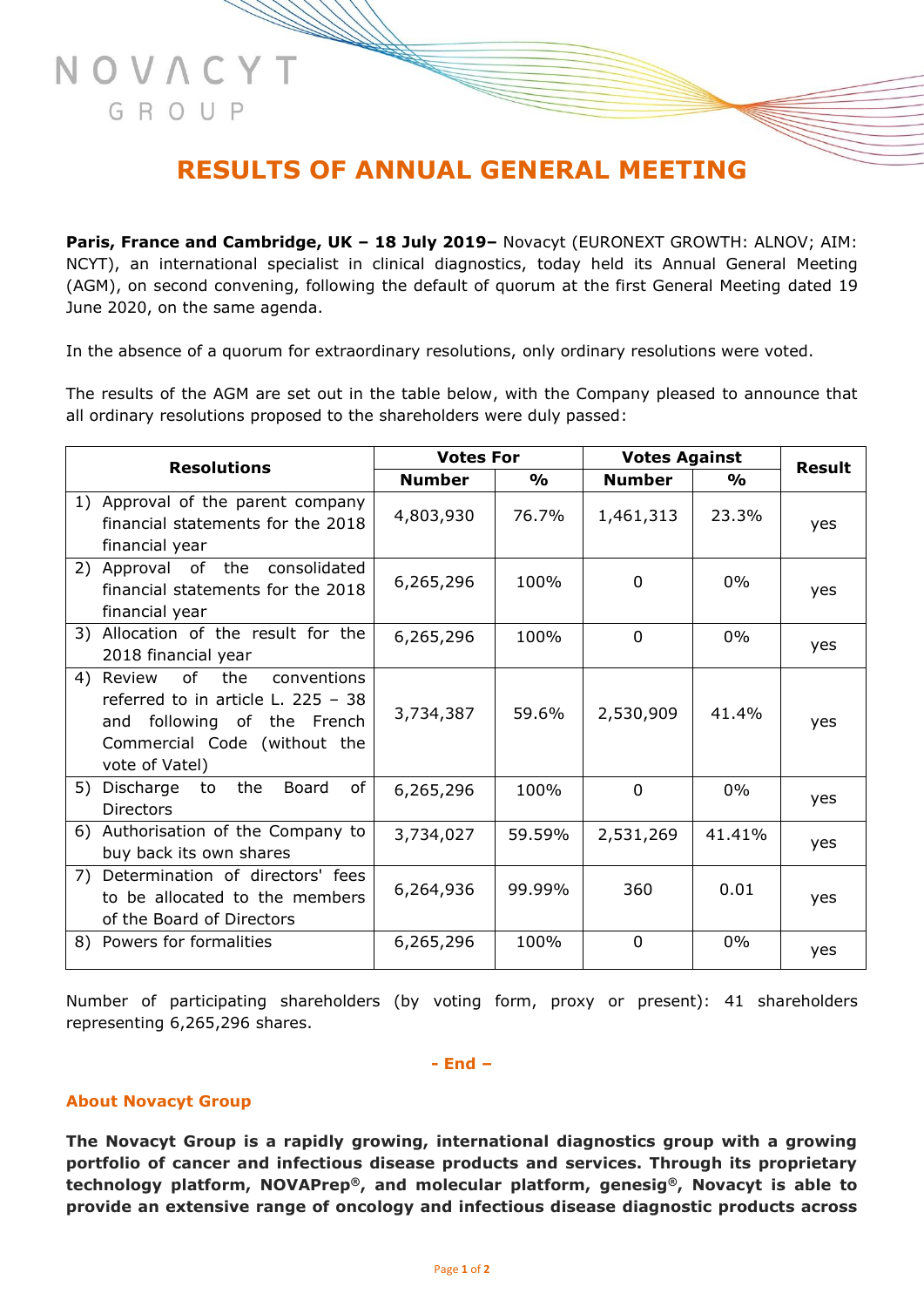NOVACYT GROUP

# RESULTS OF ANNUAL GENERAL MEETING

**Paris, France and Cambridge, UK – 18 July 2019–** Novacyt (EURONEXT GROWTH: ALNOV; AIM: NCYT), an international specialist in clinical diagnostics, today held its Annual General Meeting (AGM), on second convening, following the default of quorum at the first General Meeting dated 19 June 2020, on the same agenda.

In the absence of a quorum for extraordinary resolutions, only ordinary resolutions were voted.

The results of the AGM are set out in the table below, with the Company pleased to announce that all ordinary resolutions proposed to the shareholders were duly passed:

| Resolutions | Votes For | | Votes Against | | Result |
|---|---|---|---|---|---|
| | Number | % | Number | % | |
| 1) Approval of the parent company financial statements for the 2018 financial year | 4,803,930 | 76.7% | 1,461,313 | 23.3% | yes |
| 2) Approval of the consolidated financial statements for the 2018 financial year | 6,265,296 | 100% | 0 | 0% | yes |
| 3) Allocation of the result for the 2018 financial year | 6,265,296 | 100% | 0 | 0% | yes |
| 4) Review of the conventions referred to in article L. 225 – 38 and following of the French Commercial Code (without the vote of Vatel) | 3,734,387 | 59.6% | 2,530,909 | 41.4% | yes |
| 5) Discharge to the Board of Directors | 6,265,296 | 100% | 0 | 0% | yes |
| 6) Authorisation of the Company to buy back its own shares | 3,734,027 | 59.59% | 2,531,269 | 41.41% | yes |
| 7) Determination of directors' fees to be allocated to the members of the Board of Directors | 6,264,936 | 99.99% | 360 | 0.01 | yes |
| 8) Powers for formalities | 6,265,296 | 100% | 0 | 0% | yes |

Number of participating shareholders (by voting form, proxy or present): 41 shareholders representing 6,265,296 shares.

**- End –**

## About Novacyt Group

**The Novacyt Group is a rapidly growing, international diagnostics group with a growing portfolio of cancer and infectious disease products and services. Through its proprietary technology platform, NOVAPrep®, and molecular platform, genesig®, Novacyt is able to provide an extensive range of oncology and infectious disease diagnostic products across**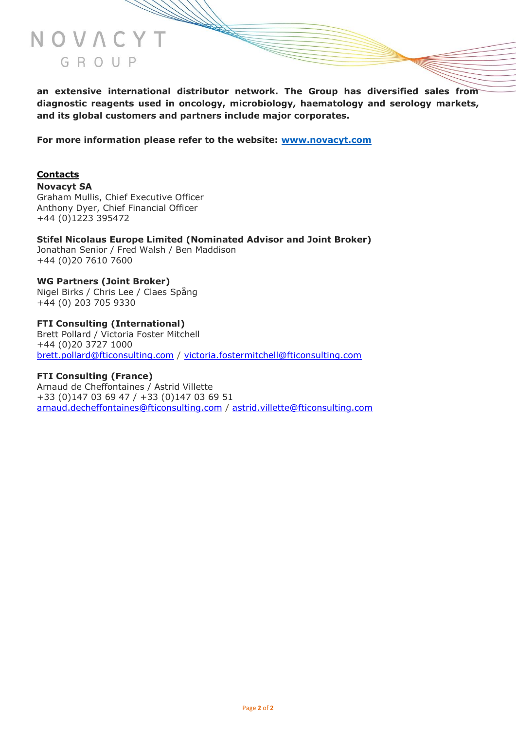**an extensive international distributor network. The Group has diversified sales from diagnostic reagents used in oncology, microbiology, haematology and serology markets, and its global customers and partners include major corporates.**

**For more information please refer to the website: [www.novacyt.com](http://www.novacyt.com)**

**Contacts**

**Novacyt SA**
Graham Mullis, Chief Executive Officer
Anthony Dyer, Chief Financial Officer
+44 (0)1223 395472

**Stifel Nicolaus Europe Limited (Nominated Advisor and Joint Broker)**
Jonathan Senior / Fred Walsh / Ben Maddison
+44 (0)20 7610 7600

**WG Partners (Joint Broker)**
Nigel Birks / Chris Lee / Claes Spång
+44 (0) 203 705 9330

**FTI Consulting (International)**
Brett Pollard / Victoria Foster Mitchell
+44 (0)20 3727 1000
brett.pollard@fticonsulting.com / victoria.fostermitchell@fticonsulting.com

**FTI Consulting (France)**
Arnaud de Cheffontaines / Astrid Villette
+33 (0)147 03 69 47 / +33 (0)147 03 69 51
arnaud.decheffontaines@fticonsulting.com / astrid.villette@fticonsulting.com